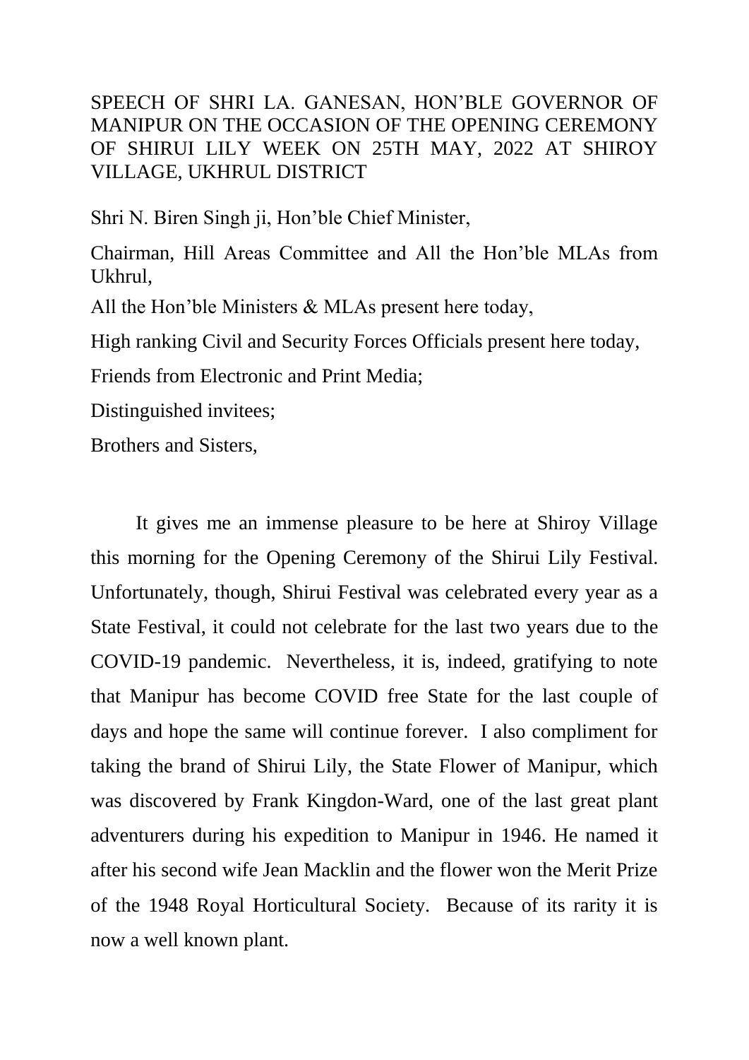# SPEECH OF SHRI LA. GANESAN, HON'BLE GOVERNOR OF MANIPUR ON THE OCCASION OF THE OPENING CEREMONY OF SHIRUI LILY WEEK ON 25TH MAY, 2022 AT SHIROY VILLAGE, UKHRUL DISTRICT

Shri N. Biren Singh ji, Hon'ble Chief Minister,

Chairman, Hill Areas Committee and All the Hon'ble MLAs from Ukhrul,

All the Hon'ble Ministers & MLAs present here today,

High ranking Civil and Security Forces Officials present here today,

Friends from Electronic and Print Media;

Distinguished invitees;

Brothers and Sisters,

It gives me an immense pleasure to be here at Shiroy Village this morning for the Opening Ceremony of the Shirui Lily Festival. Unfortunately, though, Shirui Festival was celebrated every year as a State Festival, it could not celebrate for the last two years due to the COVID-19 pandemic. Nevertheless, it is, indeed, gratifying to note that Manipur has become COVID free State for the last couple of days and hope the same will continue forever. I also compliment for taking the brand of Shirui Lily, the State Flower of Manipur, which was discovered by Frank Kingdon-Ward, one of the last great plant adventurers during his expedition to Manipur in 1946. He named it after his second wife Jean Macklin and the flower won the Merit Prize of the 1948 Royal Horticultural Society. Because of its rarity it is now a well known plant.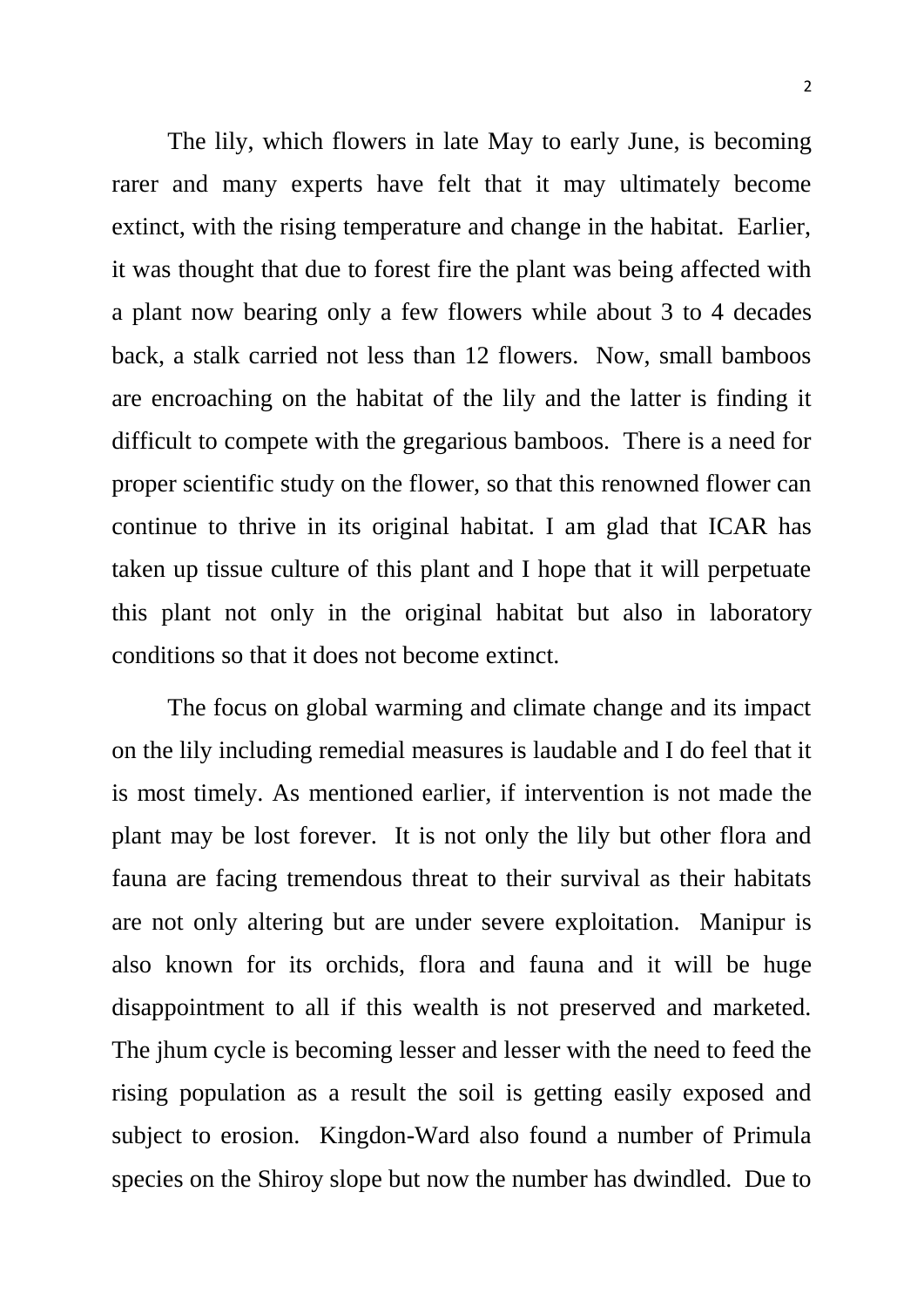The lily, which flowers in late May to early June, is becoming rarer and many experts have felt that it may ultimately become extinct, with the rising temperature and change in the habitat. Earlier, it was thought that due to forest fire the plant was being affected with a plant now bearing only a few flowers while about 3 to 4 decades back, a stalk carried not less than 12 flowers. Now, small bamboos are encroaching on the habitat of the lily and the latter is finding it difficult to compete with the gregarious bamboos. There is a need for proper scientific study on the flower, so that this renowned flower can continue to thrive in its original habitat. I am glad that ICAR has taken up tissue culture of this plant and I hope that it will perpetuate this plant not only in the original habitat but also in laboratory conditions so that it does not become extinct.

The focus on global warming and climate change and its impact on the lily including remedial measures is laudable and I do feel that it is most timely. As mentioned earlier, if intervention is not made the plant may be lost forever. It is not only the lily but other flora and fauna are facing tremendous threat to their survival as their habitats are not only altering but are under severe exploitation. Manipur is also known for its orchids, flora and fauna and it will be huge disappointment to all if this wealth is not preserved and marketed. The jhum cycle is becoming lesser and lesser with the need to feed the rising population as a result the soil is getting easily exposed and subject to erosion. Kingdon-Ward also found a number of Primula species on the Shiroy slope but now the number has dwindled. Due to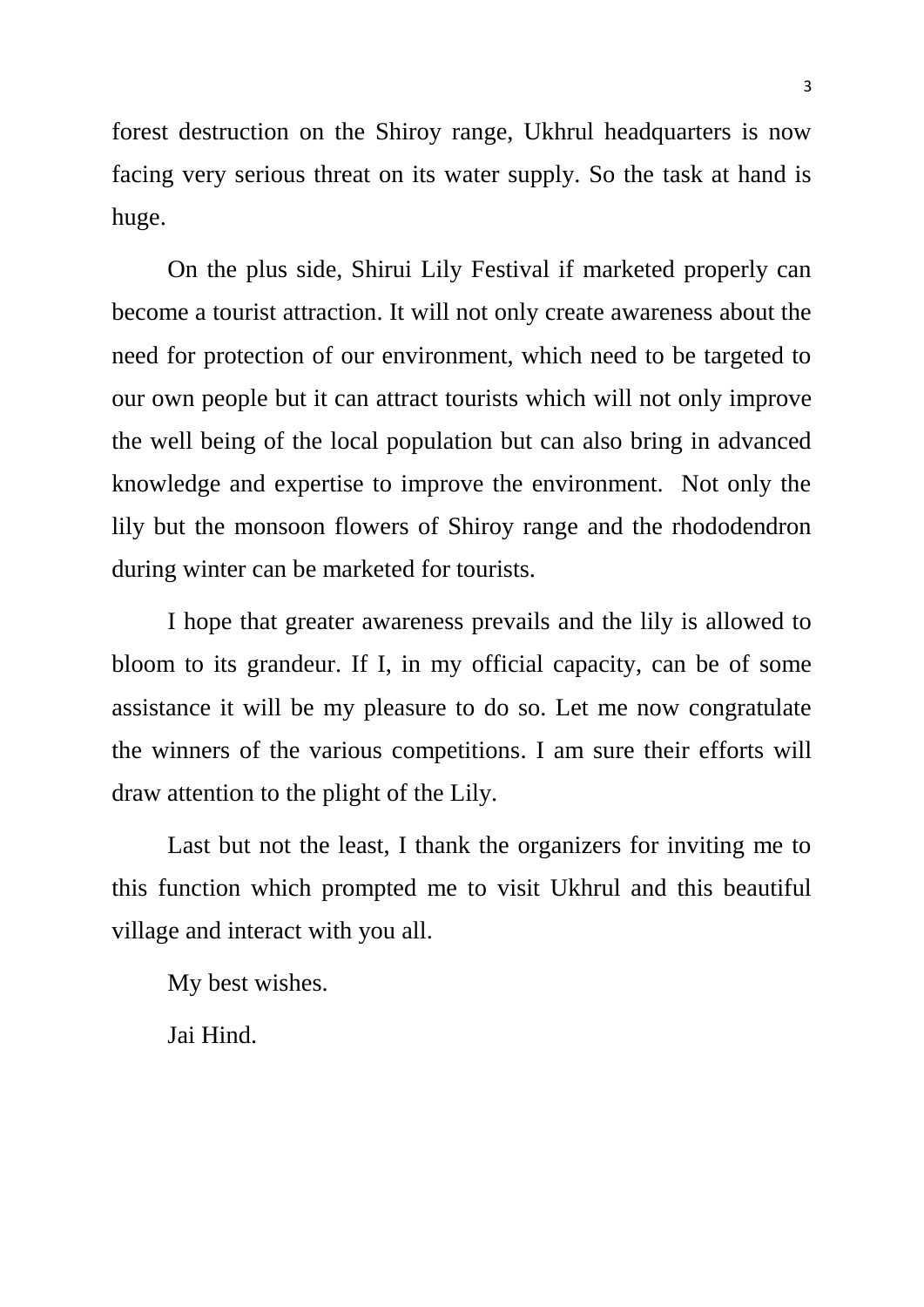forest destruction on the Shiroy range, Ukhrul headquarters is now facing very serious threat on its water supply. So the task at hand is huge.

On the plus side, Shirui Lily Festival if marketed properly can become a tourist attraction. It will not only create awareness about the need for protection of our environment, which need to be targeted to our own people but it can attract tourists which will not only improve the well being of the local population but can also bring in advanced knowledge and expertise to improve the environment. Not only the lily but the monsoon flowers of Shiroy range and the rhododendron during winter can be marketed for tourists.

I hope that greater awareness prevails and the lily is allowed to bloom to its grandeur. If I, in my official capacity, can be of some assistance it will be my pleasure to do so. Let me now congratulate the winners of the various competitions. I am sure their efforts will draw attention to the plight of the Lily.

Last but not the least, I thank the organizers for inviting me to this function which prompted me to visit Ukhrul and this beautiful village and interact with you all.

My best wishes.

Jai Hind.